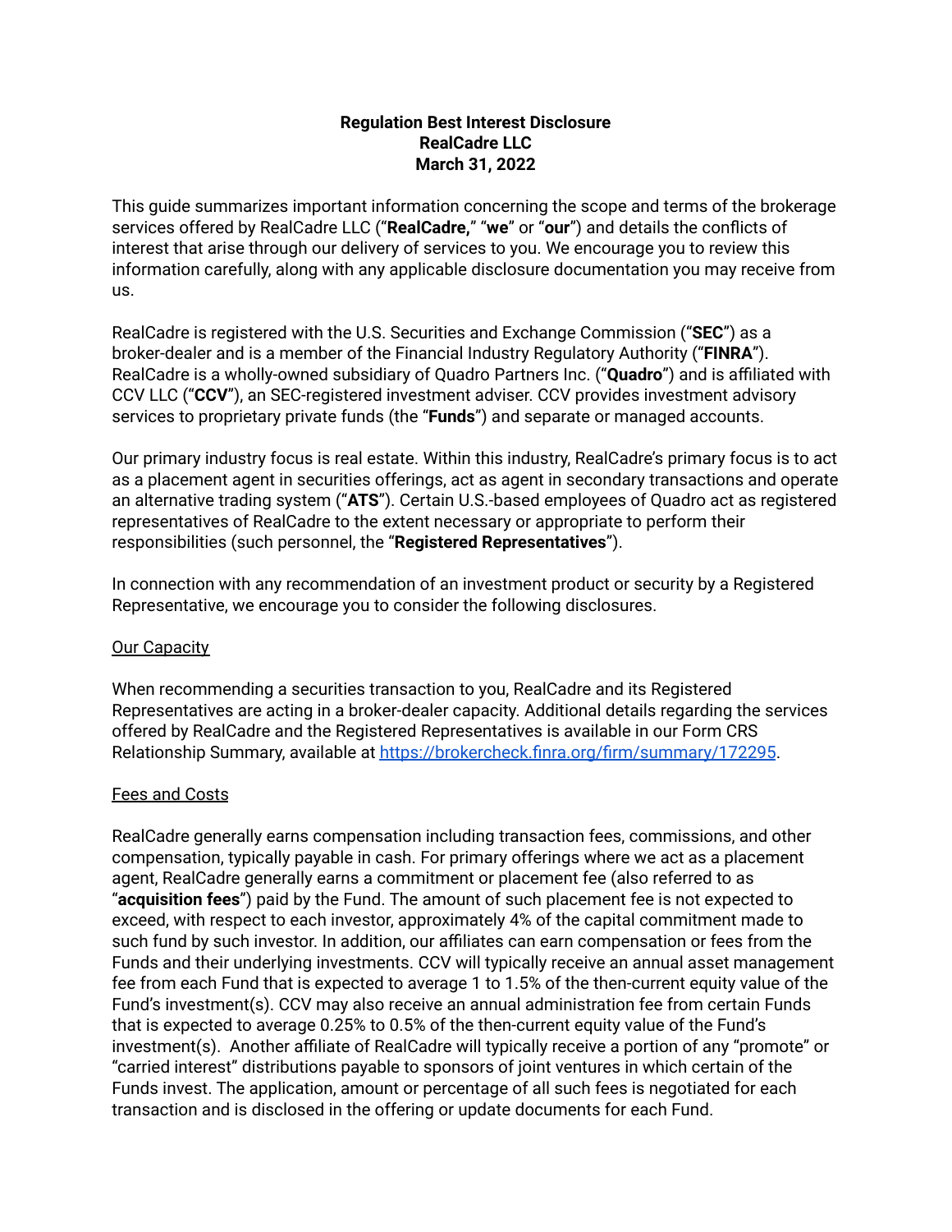**Regulation Best Interest Disclosure**
**RealCadre LLC**
**March 31, 2022**

This guide summarizes important information concerning the scope and terms of the brokerage services offered by RealCadre LLC ("**RealCadre,**" "**we**" or "**our**") and details the conflicts of interest that arise through our delivery of services to you. We encourage you to review this information carefully, along with any applicable disclosure documentation you may receive from us.

RealCadre is registered with the U.S. Securities and Exchange Commission ("**SEC**") as a broker-dealer and is a member of the Financial Industry Regulatory Authority ("**FINRA**"). RealCadre is a wholly-owned subsidiary of Quadro Partners Inc. ("**Quadro**") and is affiliated with CCV LLC ("**CCV**"), an SEC-registered investment adviser. CCV provides investment advisory services to proprietary private funds (the "**Funds**") and separate or managed accounts.

Our primary industry focus is real estate. Within this industry, RealCadre's primary focus is to act as a placement agent in securities offerings, act as agent in secondary transactions and operate an alternative trading system ("**ATS**"). Certain U.S.-based employees of Quadro act as registered representatives of RealCadre to the extent necessary or appropriate to perform their responsibilities (such personnel, the "**Registered Representatives**").

In connection with any recommendation of an investment product or security by a Registered Representative, we encourage you to consider the following disclosures.

<u>Our Capacity</u>

When recommending a securities transaction to you, RealCadre and its Registered Representatives are acting in a broker-dealer capacity. Additional details regarding the services offered by RealCadre and the Registered Representatives is available in our Form CRS Relationship Summary, available at [https://brokercheck.finra.org/firm/summary/172295](https://brokercheck.finra.org/firm/summary/172295).

<u>Fees and Costs</u>

RealCadre generally earns compensation including transaction fees, commissions, and other compensation, typically payable in cash. For primary offerings where we act as a placement agent, RealCadre generally earns a commitment or placement fee (also referred to as "**acquisition fees**") paid by the Fund. The amount of such placement fee is not expected to exceed, with respect to each investor, approximately 4% of the capital commitment made to such fund by such investor. In addition, our affiliates can earn compensation or fees from the Funds and their underlying investments. CCV will typically receive an annual asset management fee from each Fund that is expected to average 1 to 1.5% of the then-current equity value of the Fund's investment(s). CCV may also receive an annual administration fee from certain Funds that is expected to average 0.25% to 0.5% of the then-current equity value of the Fund's investment(s). Another affiliate of RealCadre will typically receive a portion of any "promote" or "carried interest" distributions payable to sponsors of joint ventures in which certain of the Funds invest. The application, amount or percentage of all such fees is negotiated for each transaction and is disclosed in the offering or update documents for each Fund.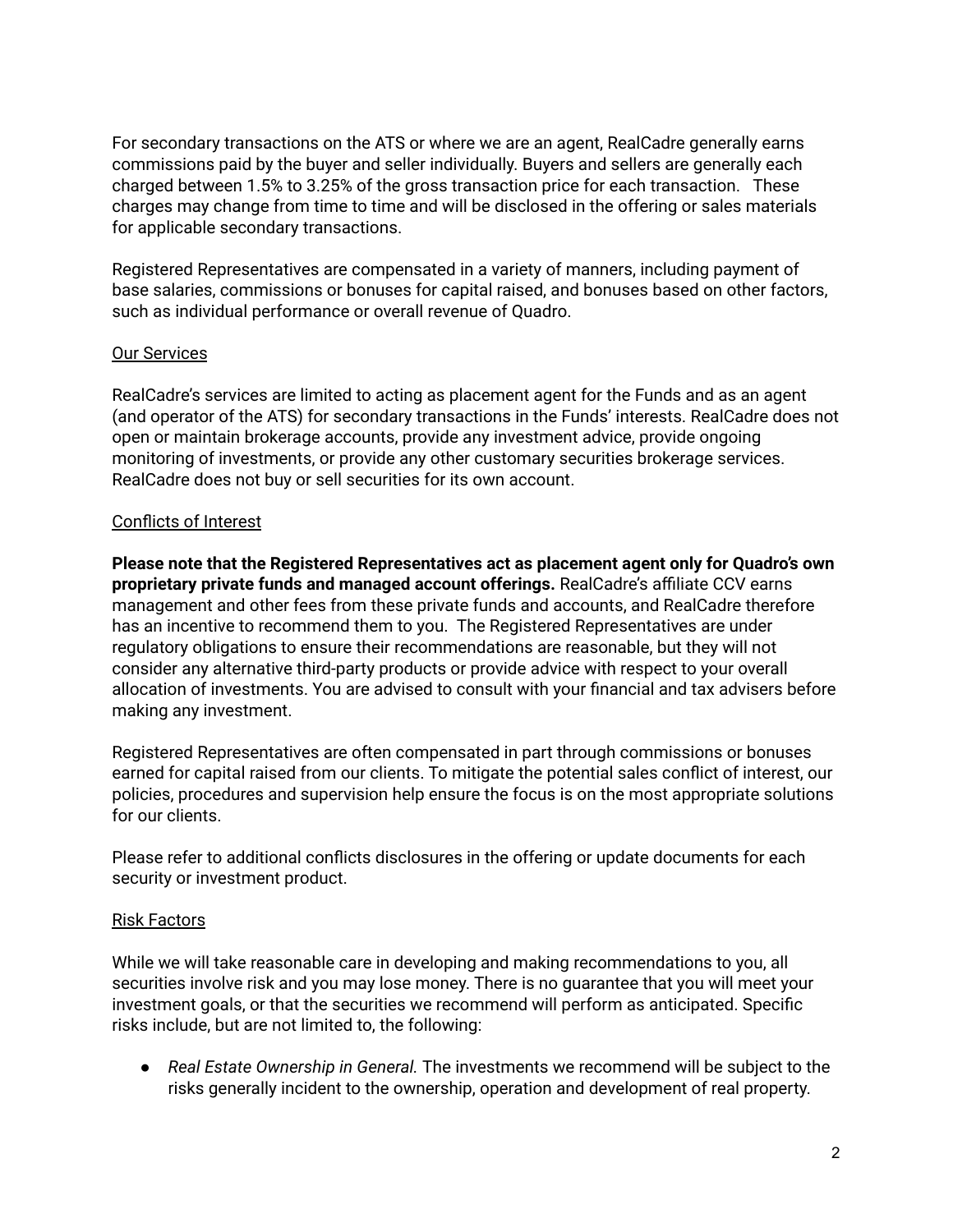For secondary transactions on the ATS or where we are an agent, RealCadre generally earns commissions paid by the buyer and seller individually. Buyers and sellers are generally each charged between 1.5% to 3.25% of the gross transaction price for each transaction. These charges may change from time to time and will be disclosed in the offering or sales materials for applicable secondary transactions.

Registered Representatives are compensated in a variety of manners, including payment of base salaries, commissions or bonuses for capital raised, and bonuses based on other factors, such as individual performance or overall revenue of Quadro.

<u>Our Services</u>

RealCadre's services are limited to acting as placement agent for the Funds and as an agent (and operator of the ATS) for secondary transactions in the Funds' interests. RealCadre does not open or maintain brokerage accounts, provide any investment advice, provide ongoing monitoring of investments, or provide any other customary securities brokerage services. RealCadre does not buy or sell securities for its own account.

<u>Conflicts of Interest</u>

**Please note that the Registered Representatives act as placement agent only for Quadro's own proprietary private funds and managed account offerings.** RealCadre's affiliate CCV earns management and other fees from these private funds and accounts, and RealCadre therefore has an incentive to recommend them to you. The Registered Representatives are under regulatory obligations to ensure their recommendations are reasonable, but they will not consider any alternative third-party products or provide advice with respect to your overall allocation of investments. You are advised to consult with your financial and tax advisers before making any investment.

Registered Representatives are often compensated in part through commissions or bonuses earned for capital raised from our clients. To mitigate the potential sales conflict of interest, our policies, procedures and supervision help ensure the focus is on the most appropriate solutions for our clients.

Please refer to additional conflicts disclosures in the offering or update documents for each security or investment product.

<u>Risk Factors</u>

While we will take reasonable care in developing and making recommendations to you, all securities involve risk and you may lose money. There is no guarantee that you will meet your investment goals, or that the securities we recommend will perform as anticipated. Specific risks include, but are not limited to, the following:

- *Real Estate Ownership in General.* The investments we recommend will be subject to the risks generally incident to the ownership, operation and development of real property.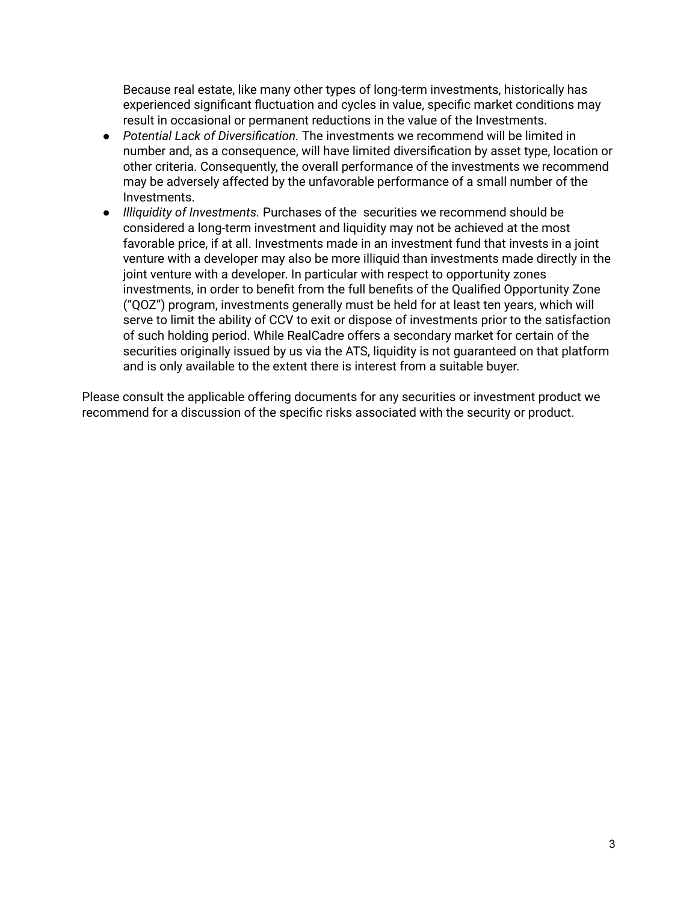Because real estate, like many other types of long-term investments, historically has experienced significant fluctuation and cycles in value, specific market conditions may result in occasional or permanent reductions in the value of the Investments.

- *Potential Lack of Diversification.* The investments we recommend will be limited in number and, as a consequence, will have limited diversification by asset type, location or other criteria. Consequently, the overall performance of the investments we recommend may be adversely affected by the unfavorable performance of a small number of the Investments.
- *Illiquidity of Investments.* Purchases of the securities we recommend should be considered a long-term investment and liquidity may not be achieved at the most favorable price, if at all. Investments made in an investment fund that invests in a joint venture with a developer may also be more illiquid than investments made directly in the joint venture with a developer. In particular with respect to opportunity zones investments, in order to benefit from the full benefits of the Qualified Opportunity Zone ("QOZ") program, investments generally must be held for at least ten years, which will serve to limit the ability of CCV to exit or dispose of investments prior to the satisfaction of such holding period. While RealCadre offers a secondary market for certain of the securities originally issued by us via the ATS, liquidity is not guaranteed on that platform and is only available to the extent there is interest from a suitable buyer.

Please consult the applicable offering documents for any securities or investment product we recommend for a discussion of the specific risks associated with the security or product.